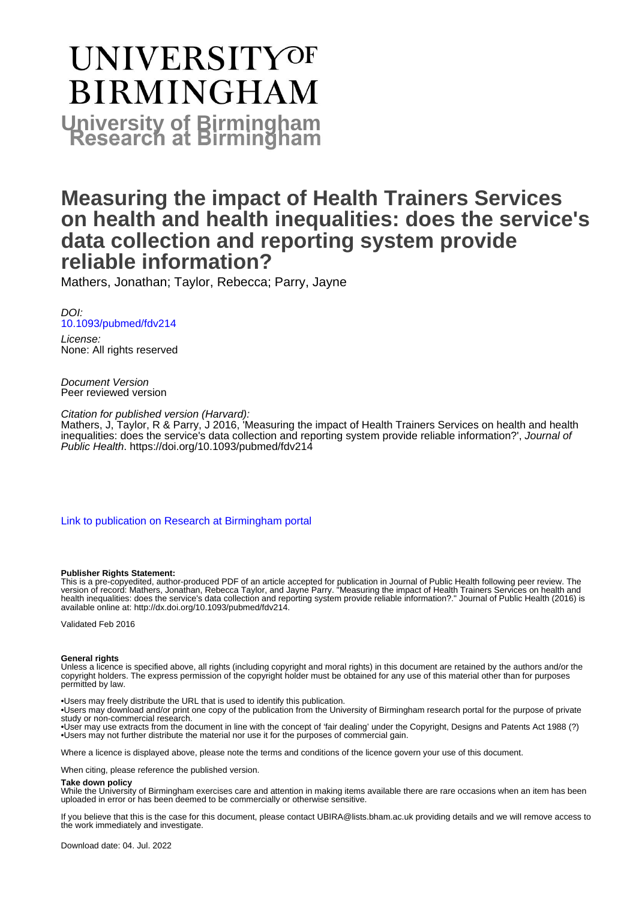# UNIVERSITY OF BIRMINGHAM

**University of Birmingham Research at Birmingham**

# Measuring the impact of Health Trainers Services on health and health inequalities: does the service's data collection and reporting system provide reliable information?

Mathers, Jonathan; Taylor, Rebecca; Parry, Jayne

*DOI:*
[10.1093/pubmed/fdv214](http://dx.doi.org/10.1093/pubmed/fdv214)

*License:*
None: All rights reserved

*Document Version*
Peer reviewed version

*Citation for published version (Harvard):*
Mathers, J, Taylor, R & Parry, J 2016, 'Measuring the impact of Health Trainers Services on health and health inequalities: does the service's data collection and reporting system provide reliable information?', *Journal of Public Health*. https://doi.org/10.1093/pubmed/fdv214

[Link to publication on Research at Birmingham portal]

**Publisher Rights Statement:**
This is a pre-copyedited, author-produced PDF of an article accepted for publication in Journal of Public Health following peer review. The version of record: Mathers, Jonathan, Rebecca Taylor, and Jayne Parry. "Measuring the impact of Health Trainers Services on health and health inequalities: does the service's data collection and reporting system provide reliable information?." Journal of Public Health (2016) is available online at: http://dx.doi.org/10.1093/pubmed/fdv214.

Validated Feb 2016

**General rights**
Unless a licence is specified above, all rights (including copyright and moral rights) in this document are retained by the authors and/or the copyright holders. The express permission of the copyright holder must be obtained for any use of this material other than for purposes permitted by law.

•Users may freely distribute the URL that is used to identify this publication.
•Users may download and/or print one copy of the publication from the University of Birmingham research portal for the purpose of private study or non-commercial research.
•User may use extracts from the document in line with the concept of 'fair dealing' under the Copyright, Designs and Patents Act 1988 (?)
•Users may not further distribute the material nor use it for the purposes of commercial gain.

Where a licence is displayed above, please note the terms and conditions of the licence govern your use of this document.

When citing, please reference the published version.

**Take down policy**
While the University of Birmingham exercises care and attention in making items available there are rare occasions when an item has been uploaded in error or has been deemed to be commercially or otherwise sensitive.

If you believe that this is the case for this document, please contact UBIRA@lists.bham.ac.uk providing details and we will remove access to the work immediately and investigate.

Download date: 04. Jul. 2022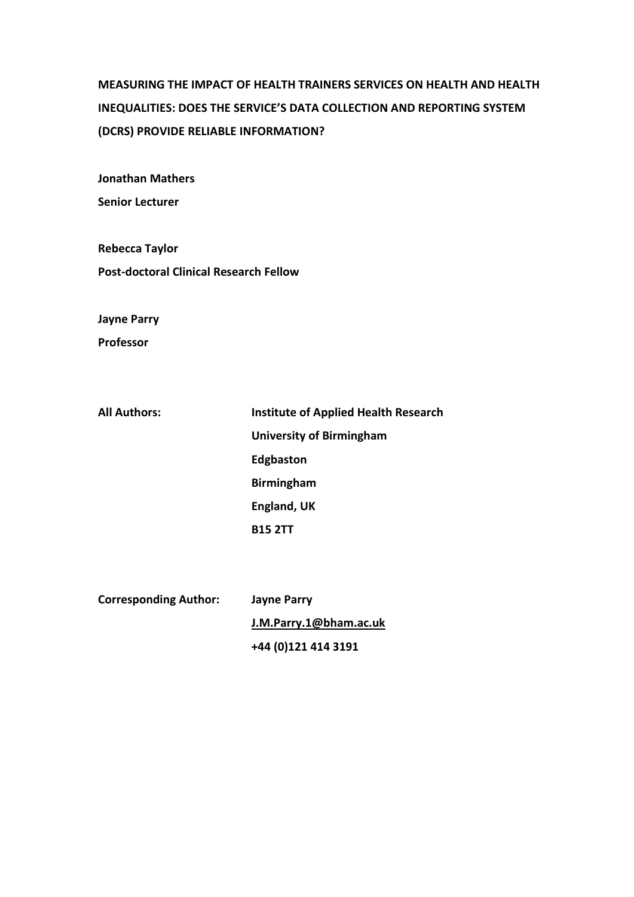# MEASURING THE IMPACT OF HEALTH TRAINERS SERVICES ON HEALTH AND HEALTH INEQUALITIES: DOES THE SERVICE'S DATA COLLECTION AND REPORTING SYSTEM (DCRS) PROVIDE RELIABLE INFORMATION?

**Jonathan Mathers**

**Senior Lecturer**

**Rebecca Taylor**

**Post-doctoral Clinical Research Fellow**

**Jayne Parry**

**Professor**

**All Authors:** **Institute of Applied Health Research**
**University of Birmingham**
**Edgbaston**
**Birmingham**
**England, UK**
**B15 2TT**

**Corresponding Author:** **Jayne Parry**
**J.M.Parry.1@bham.ac.uk**
**+44 (0)121 414 3191**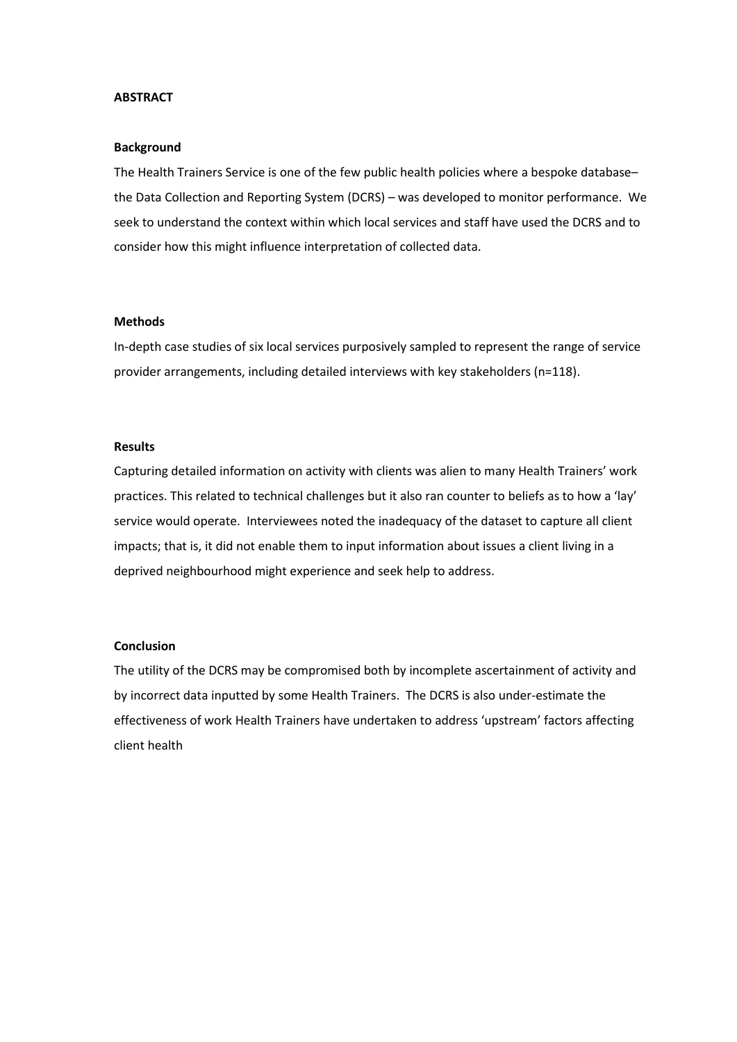**ABSTRACT**

**Background**

The Health Trainers Service is one of the few public health policies where a bespoke database– the Data Collection and Reporting System (DCRS) – was developed to monitor performance. We seek to understand the context within which local services and staff have used the DCRS and to consider how this might influence interpretation of collected data.

**Methods**

In-depth case studies of six local services purposively sampled to represent the range of service provider arrangements, including detailed interviews with key stakeholders (n=118).

**Results**

Capturing detailed information on activity with clients was alien to many Health Trainers' work practices. This related to technical challenges but it also ran counter to beliefs as to how a 'lay' service would operate. Interviewees noted the inadequacy of the dataset to capture all client impacts; that is, it did not enable them to input information about issues a client living in a deprived neighbourhood might experience and seek help to address.

**Conclusion**

The utility of the DCRS may be compromised both by incomplete ascertainment of activity and by incorrect data inputted by some Health Trainers. The DCRS is also under-estimate the effectiveness of work Health Trainers have undertaken to address 'upstream' factors affecting client health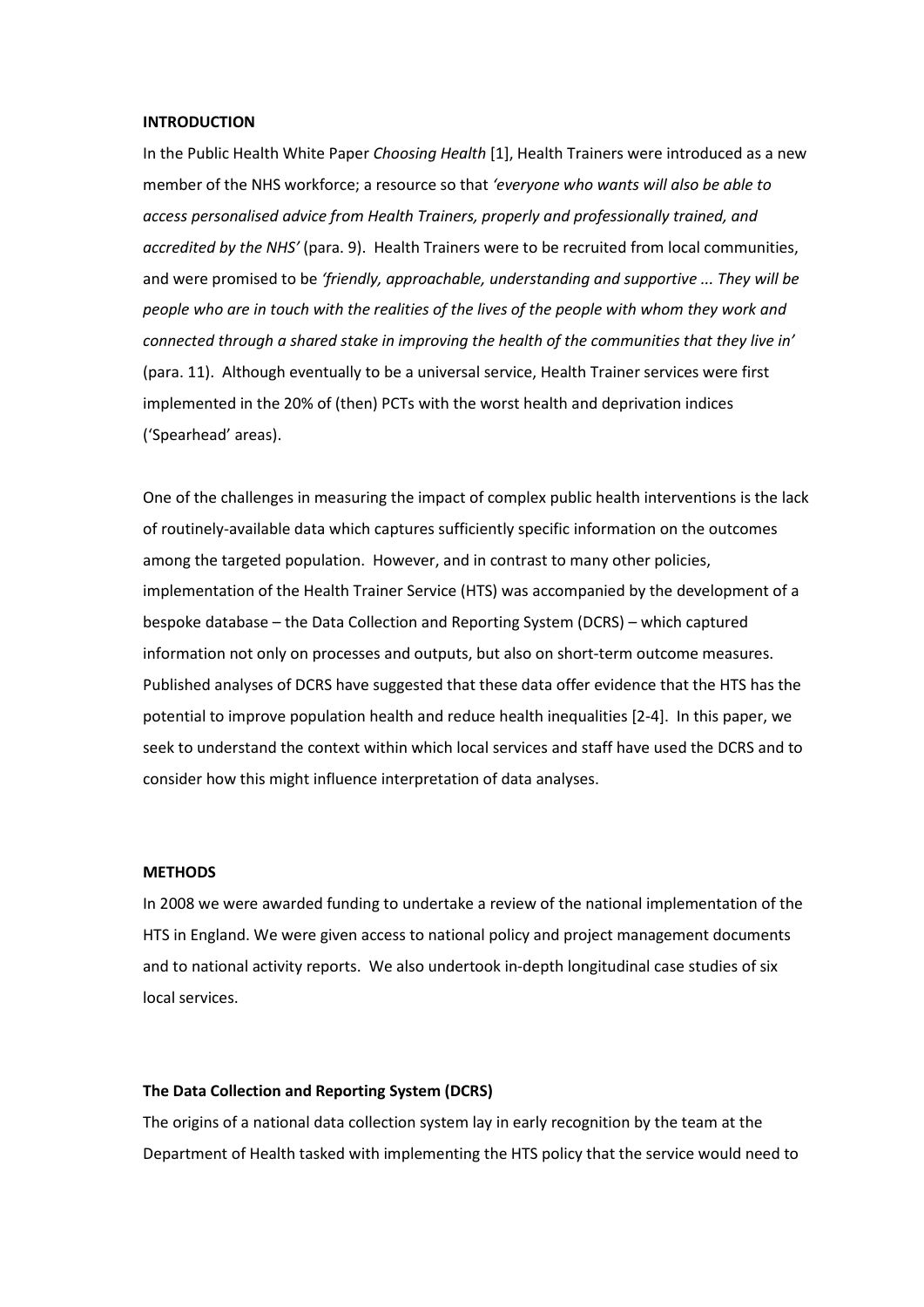## INTRODUCTION

In the Public Health White Paper *Choosing Health* [1], Health Trainers were introduced as a new member of the NHS workforce; a resource so that *'everyone who wants will also be able to access personalised advice from Health Trainers, properly and professionally trained, and accredited by the NHS'* (para. 9). Health Trainers were to be recruited from local communities, and were promised to be *'friendly, approachable, understanding and supportive ... They will be people who are in touch with the realities of the lives of the people with whom they work and connected through a shared stake in improving the health of the communities that they live in'* (para. 11). Although eventually to be a universal service, Health Trainer services were first implemented in the 20% of (then) PCTs with the worst health and deprivation indices ('Spearhead' areas).

One of the challenges in measuring the impact of complex public health interventions is the lack of routinely-available data which captures sufficiently specific information on the outcomes among the targeted population. However, and in contrast to many other policies, implementation of the Health Trainer Service (HTS) was accompanied by the development of a bespoke database – the Data Collection and Reporting System (DCRS) – which captured information not only on processes and outputs, but also on short-term outcome measures. Published analyses of DCRS have suggested that these data offer evidence that the HTS has the potential to improve population health and reduce health inequalities [2-4]. In this paper, we seek to understand the context within which local services and staff have used the DCRS and to consider how this might influence interpretation of data analyses.

## METHODS

In 2008 we were awarded funding to undertake a review of the national implementation of the HTS in England. We were given access to national policy and project management documents and to national activity reports. We also undertook in-depth longitudinal case studies of six local services.

### The Data Collection and Reporting System (DCRS)

The origins of a national data collection system lay in early recognition by the team at the Department of Health tasked with implementing the HTS policy that the service would need to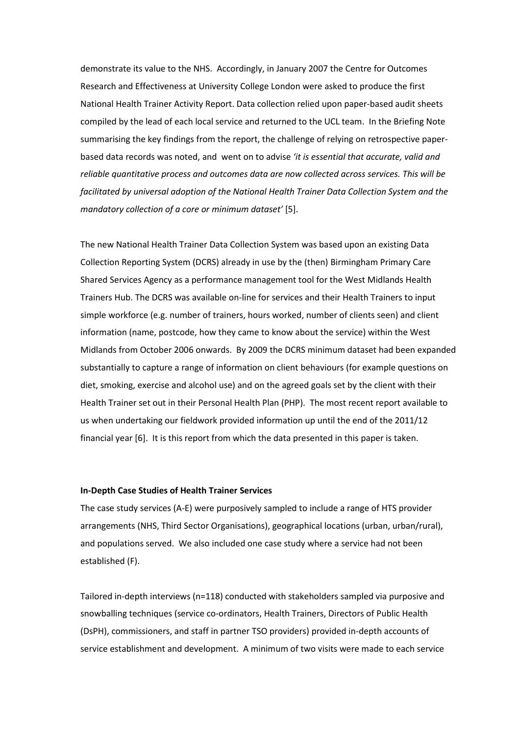demonstrate its value to the NHS. Accordingly, in January 2007 the Centre for Outcomes Research and Effectiveness at University College London were asked to produce the first National Health Trainer Activity Report. Data collection relied upon paper-based audit sheets compiled by the lead of each local service and returned to the UCL team. In the Briefing Note summarising the key findings from the report, the challenge of relying on retrospective paper-based data records was noted, and went on to advise *'it is essential that accurate, valid and reliable quantitative process and outcomes data are now collected across services. This will be facilitated by universal adoption of the National Health Trainer Data Collection System and the mandatory collection of a core or minimum dataset'* [5].

The new National Health Trainer Data Collection System was based upon an existing Data Collection Reporting System (DCRS) already in use by the (then) Birmingham Primary Care Shared Services Agency as a performance management tool for the West Midlands Health Trainers Hub. The DCRS was available on-line for services and their Health Trainers to input simple workforce (e.g. number of trainers, hours worked, number of clients seen) and client information (name, postcode, how they came to know about the service) within the West Midlands from October 2006 onwards. By 2009 the DCRS minimum dataset had been expanded substantially to capture a range of information on client behaviours (for example questions on diet, smoking, exercise and alcohol use) and on the agreed goals set by the client with their Health Trainer set out in their Personal Health Plan (PHP). The most recent report available to us when undertaking our fieldwork provided information up until the end of the 2011/12 financial year [6]. It is this report from which the data presented in this paper is taken.

**In-Depth Case Studies of Health Trainer Services**

The case study services (A-E) were purposively sampled to include a range of HTS provider arrangements (NHS, Third Sector Organisations), geographical locations (urban, urban/rural), and populations served. We also included one case study where a service had not been established (F).

Tailored in-depth interviews (n=118) conducted with stakeholders sampled via purposive and snowballing techniques (service co-ordinators, Health Trainers, Directors of Public Health (DsPH), commissioners, and staff in partner TSO providers) provided in-depth accounts of service establishment and development. A minimum of two visits were made to each service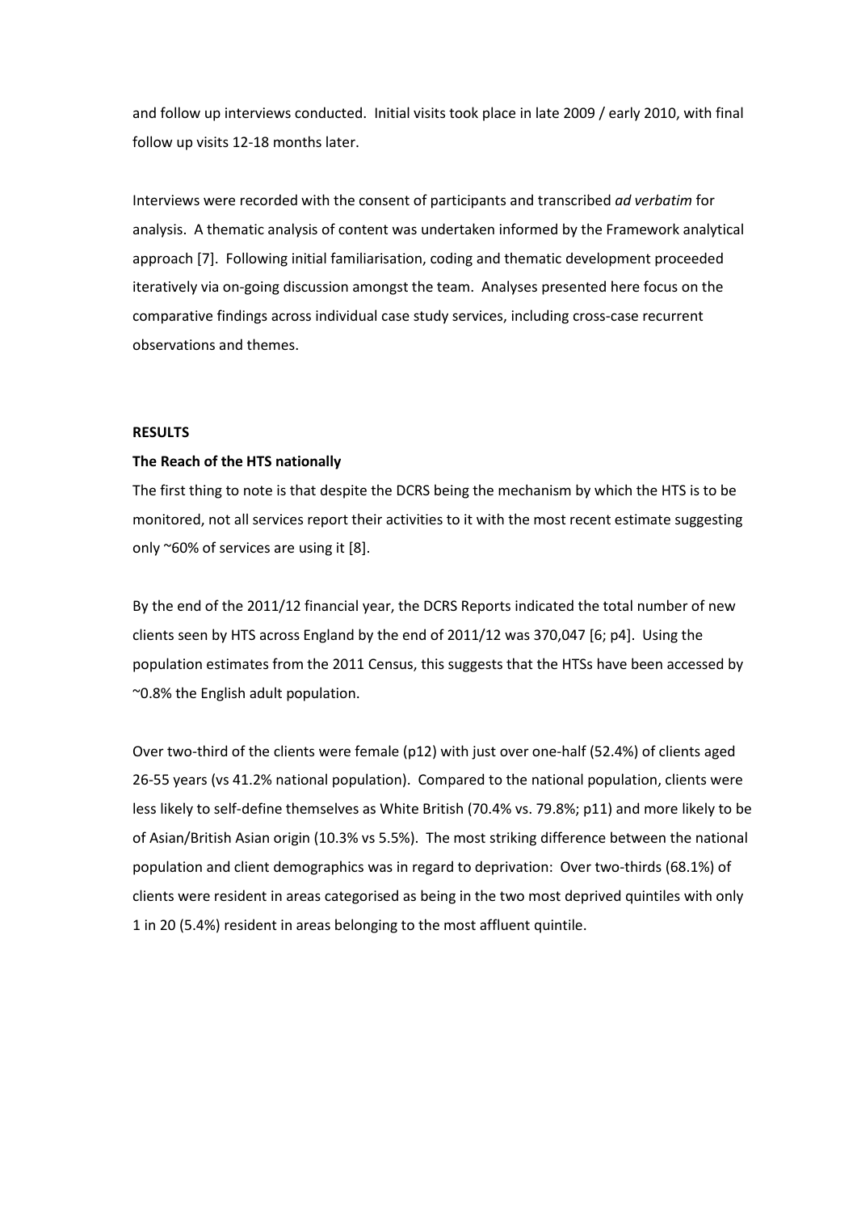and follow up interviews conducted. Initial visits took place in late 2009 / early 2010, with final follow up visits 12-18 months later.

Interviews were recorded with the consent of participants and transcribed *ad verbatim* for analysis. A thematic analysis of content was undertaken informed by the Framework analytical approach [7]. Following initial familiarisation, coding and thematic development proceeded iteratively via on-going discussion amongst the team. Analyses presented here focus on the comparative findings across individual case study services, including cross-case recurrent observations and themes.

## RESULTS

### The Reach of the HTS nationally

The first thing to note is that despite the DCRS being the mechanism by which the HTS is to be monitored, not all services report their activities to it with the most recent estimate suggesting only ~60% of services are using it [8].

By the end of the 2011/12 financial year, the DCRS Reports indicated the total number of new clients seen by HTS across England by the end of 2011/12 was 370,047 [6; p4]. Using the population estimates from the 2011 Census, this suggests that the HTSs have been accessed by ~0.8% the English adult population.

Over two-third of the clients were female (p12) with just over one-half (52.4%) of clients aged 26-55 years (vs 41.2% national population). Compared to the national population, clients were less likely to self-define themselves as White British (70.4% vs. 79.8%; p11) and more likely to be of Asian/British Asian origin (10.3% vs 5.5%). The most striking difference between the national population and client demographics was in regard to deprivation: Over two-thirds (68.1%) of clients were resident in areas categorised as being in the two most deprived quintiles with only 1 in 20 (5.4%) resident in areas belonging to the most affluent quintile.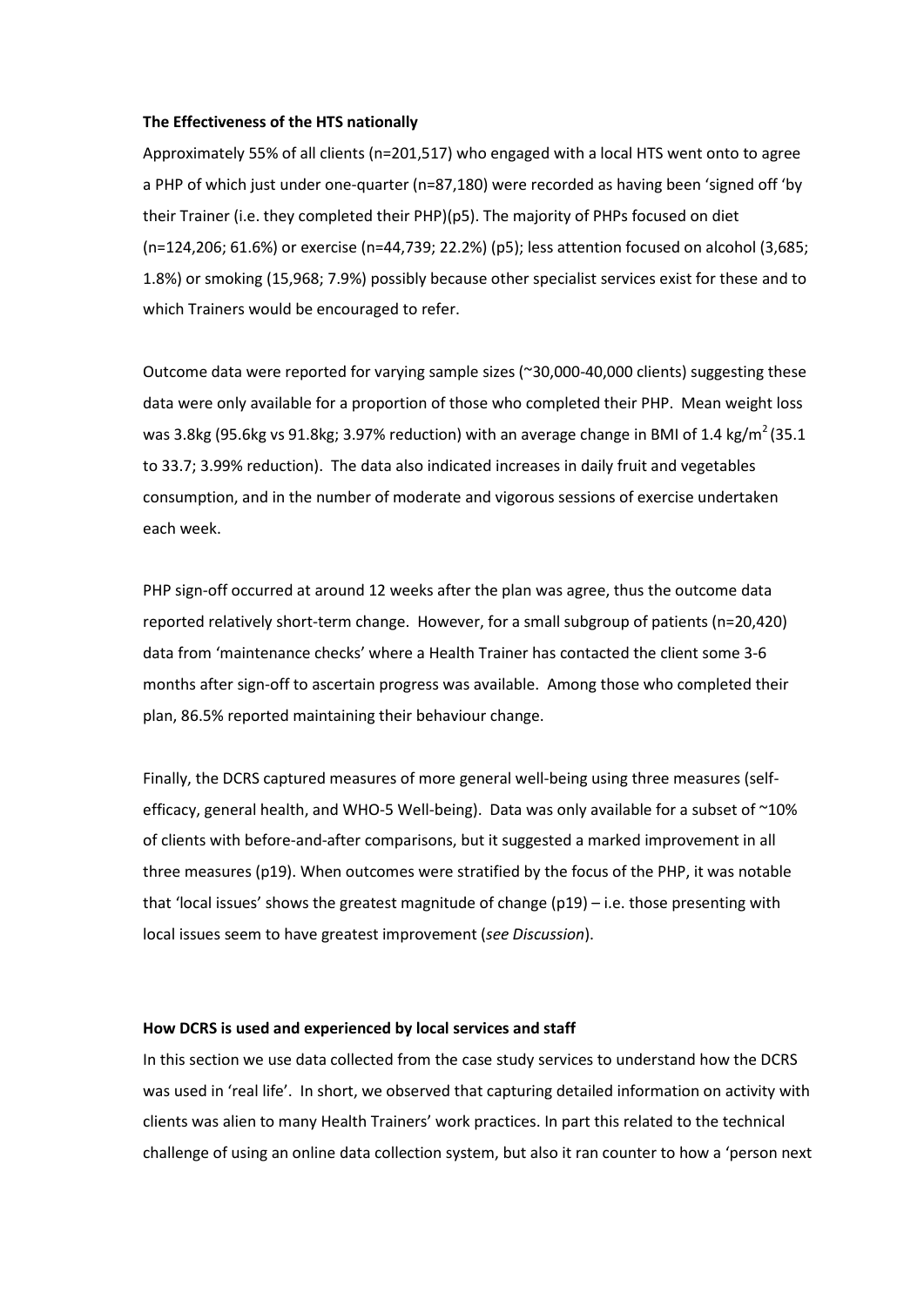**The Effectiveness of the HTS nationally**

Approximately 55% of all clients (n=201,517) who engaged with a local HTS went onto to agree a PHP of which just under one-quarter (n=87,180) were recorded as having been 'signed off 'by their Trainer (i.e. they completed their PHP)(p5). The majority of PHPs focused on diet (n=124,206; 61.6%) or exercise (n=44,739; 22.2%) (p5); less attention focused on alcohol (3,685; 1.8%) or smoking (15,968; 7.9%) possibly because other specialist services exist for these and to which Trainers would be encouraged to refer.

Outcome data were reported for varying sample sizes (~30,000-40,000 clients) suggesting these data were only available for a proportion of those who completed their PHP. Mean weight loss was 3.8kg (95.6kg vs 91.8kg; 3.97% reduction) with an average change in BMI of 1.4 kg/m$^2$ (35.1 to 33.7; 3.99% reduction). The data also indicated increases in daily fruit and vegetables consumption, and in the number of moderate and vigorous sessions of exercise undertaken each week.

PHP sign-off occurred at around 12 weeks after the plan was agree, thus the outcome data reported relatively short-term change. However, for a small subgroup of patients (n=20,420) data from 'maintenance checks' where a Health Trainer has contacted the client some 3-6 months after sign-off to ascertain progress was available. Among those who completed their plan, 86.5% reported maintaining their behaviour change.

Finally, the DCRS captured measures of more general well-being using three measures (self-efficacy, general health, and WHO-5 Well-being). Data was only available for a subset of ~10% of clients with before-and-after comparisons, but it suggested a marked improvement in all three measures (p19). When outcomes were stratified by the focus of the PHP, it was notable that 'local issues' shows the greatest magnitude of change (p19) – i.e. those presenting with local issues seem to have greatest improvement (*see Discussion*).

**How DCRS is used and experienced by local services and staff**

In this section we use data collected from the case study services to understand how the DCRS was used in 'real life'. In short, we observed that capturing detailed information on activity with clients was alien to many Health Trainers' work practices. In part this related to the technical challenge of using an online data collection system, but also it ran counter to how a 'person next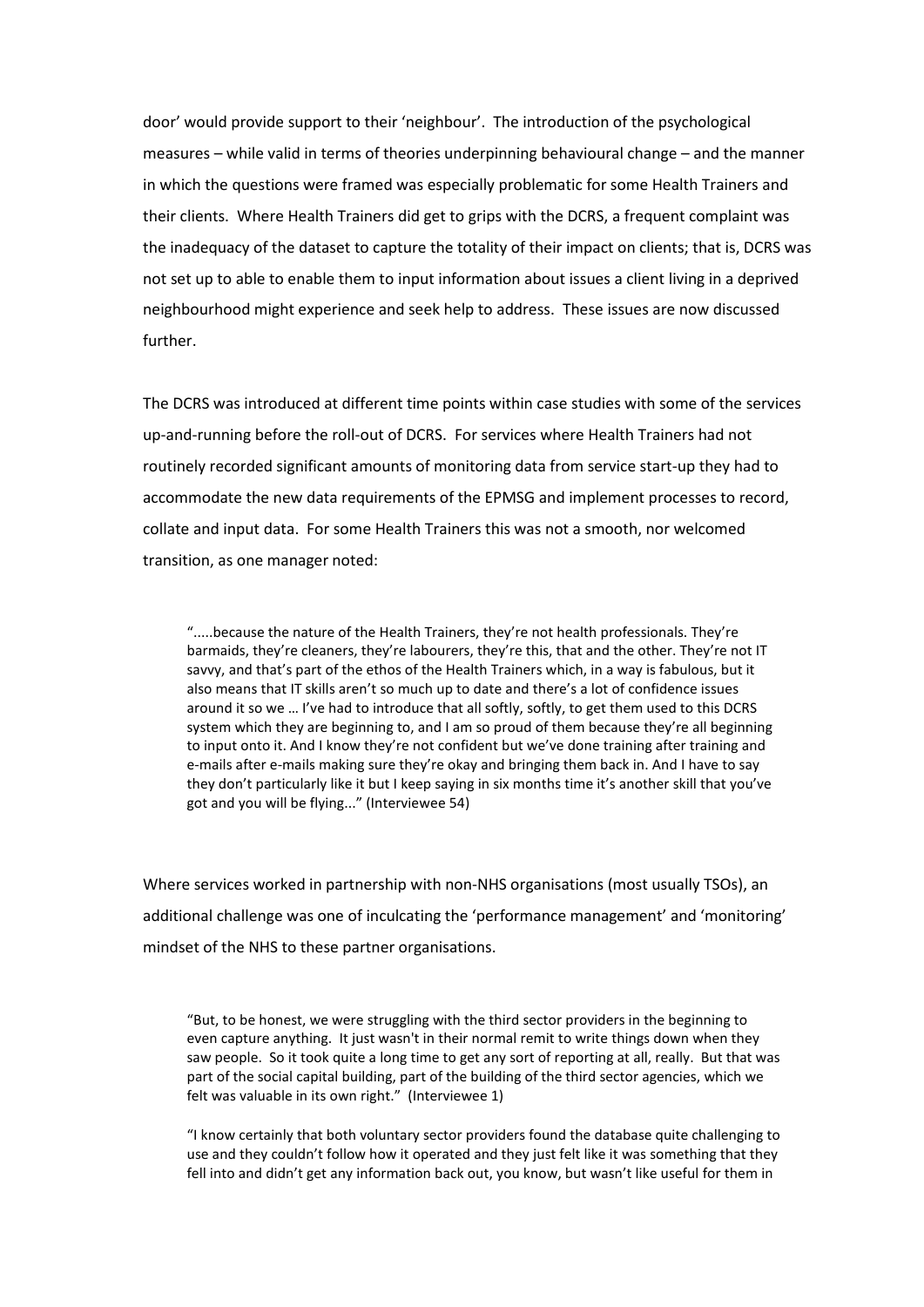door' would provide support to their 'neighbour'. The introduction of the psychological measures – while valid in terms of theories underpinning behavioural change – and the manner in which the questions were framed was especially problematic for some Health Trainers and their clients. Where Health Trainers did get to grips with the DCRS, a frequent complaint was the inadequacy of the dataset to capture the totality of their impact on clients; that is, DCRS was not set up to able to enable them to input information about issues a client living in a deprived neighbourhood might experience and seek help to address. These issues are now discussed further.

The DCRS was introduced at different time points within case studies with some of the services up-and-running before the roll-out of DCRS. For services where Health Trainers had not routinely recorded significant amounts of monitoring data from service start-up they had to accommodate the new data requirements of the EPMSG and implement processes to record, collate and input data. For some Health Trainers this was not a smooth, nor welcomed transition, as one manager noted:

> ".....because the nature of the Health Trainers, they're not health professionals. They're barmaids, they're cleaners, they're labourers, they're this, that and the other. They're not IT savvy, and that's part of the ethos of the Health Trainers which, in a way is fabulous, but it also means that IT skills aren't so much up to date and there's a lot of confidence issues around it so we … I've had to introduce that all softly, softly, to get them used to this DCRS system which they are beginning to, and I am so proud of them because they're all beginning to input onto it. And I know they're not confident but we've done training after training and e-mails after e-mails making sure they're okay and bringing them back in. And I have to say they don't particularly like it but I keep saying in six months time it's another skill that you've got and you will be flying..." (Interviewee 54)

Where services worked in partnership with non-NHS organisations (most usually TSOs), an additional challenge was one of inculcating the 'performance management' and 'monitoring' mindset of the NHS to these partner organisations.

> "But, to be honest, we were struggling with the third sector providers in the beginning to even capture anything. It just wasn't in their normal remit to write things down when they saw people. So it took quite a long time to get any sort of reporting at all, really. But that was part of the social capital building, part of the building of the third sector agencies, which we felt was valuable in its own right." (Interviewee 1)

> "I know certainly that both voluntary sector providers found the database quite challenging to use and they couldn't follow how it operated and they just felt like it was something that they fell into and didn't get any information back out, you know, but wasn't like useful for them in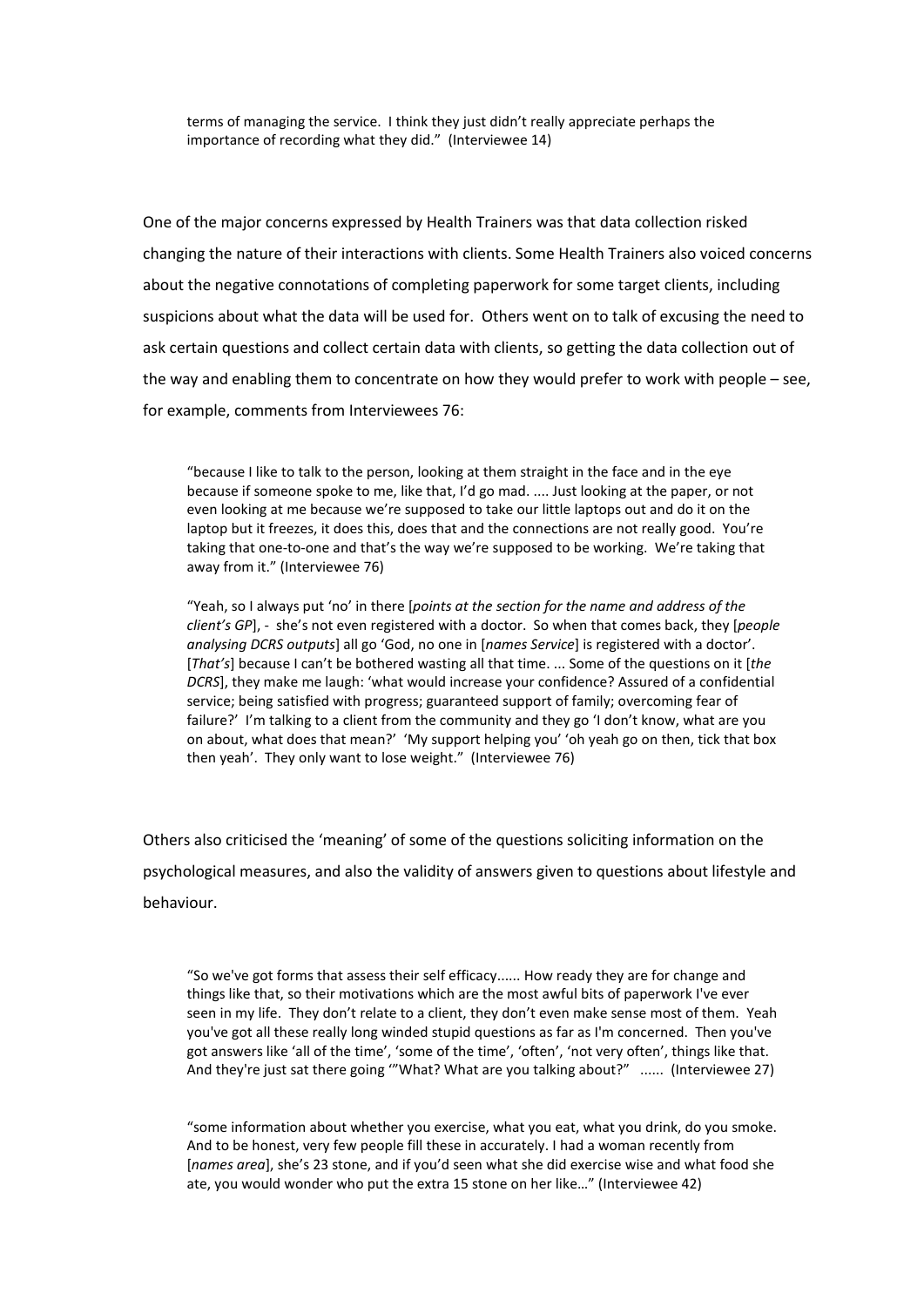> terms of managing the service. I think they just didn't really appreciate perhaps the importance of recording what they did." (Interviewee 14)

One of the major concerns expressed by Health Trainers was that data collection risked changing the nature of their interactions with clients. Some Health Trainers also voiced concerns about the negative connotations of completing paperwork for some target clients, including suspicions about what the data will be used for. Others went on to talk of excusing the need to ask certain questions and collect certain data with clients, so getting the data collection out of the way and enabling them to concentrate on how they would prefer to work with people – see, for example, comments from Interviewees 76:

> "because I like to talk to the person, looking at them straight in the face and in the eye because if someone spoke to me, like that, I'd go mad. .... Just looking at the paper, or not even looking at me because we're supposed to take our little laptops out and do it on the laptop but it freezes, it does this, does that and the connections are not really good. You're taking that one-to-one and that's the way we're supposed to be working. We're taking that away from it." (Interviewee 76)

> "Yeah, so I always put 'no' in there [*points at the section for the name and address of the client's GP*], - she's not even registered with a doctor. So when that comes back, they [*people analysing DCRS outputs*] all go 'God, no one in [*names Service*] is registered with a doctor'. [*That's*] because I can't be bothered wasting all that time. ... Some of the questions on it [*the DCRS*], they make me laugh: 'what would increase your confidence? Assured of a confidential service; being satisfied with progress; guaranteed support of family; overcoming fear of failure?' I'm talking to a client from the community and they go 'I don't know, what are you on about, what does that mean?' 'My support helping you' 'oh yeah go on then, tick that box then yeah'. They only want to lose weight." (Interviewee 76)

Others also criticised the 'meaning' of some of the questions soliciting information on the psychological measures, and also the validity of answers given to questions about lifestyle and behaviour.

> "So we've got forms that assess their self efficacy...... How ready they are for change and things like that, so their motivations which are the most awful bits of paperwork I've ever seen in my life. They don't relate to a client, they don't even make sense most of them. Yeah you've got all these really long winded stupid questions as far as I'm concerned. Then you've got answers like 'all of the time', 'some of the time', 'often', 'not very often', things like that. And they're just sat there going '"What? What are you talking about?" ...... (Interviewee 27)

> "some information about whether you exercise, what you eat, what you drink, do you smoke. And to be honest, very few people fill these in accurately. I had a woman recently from [*names area*], she's 23 stone, and if you'd seen what she did exercise wise and what food she ate, you would wonder who put the extra 15 stone on her like…" (Interviewee 42)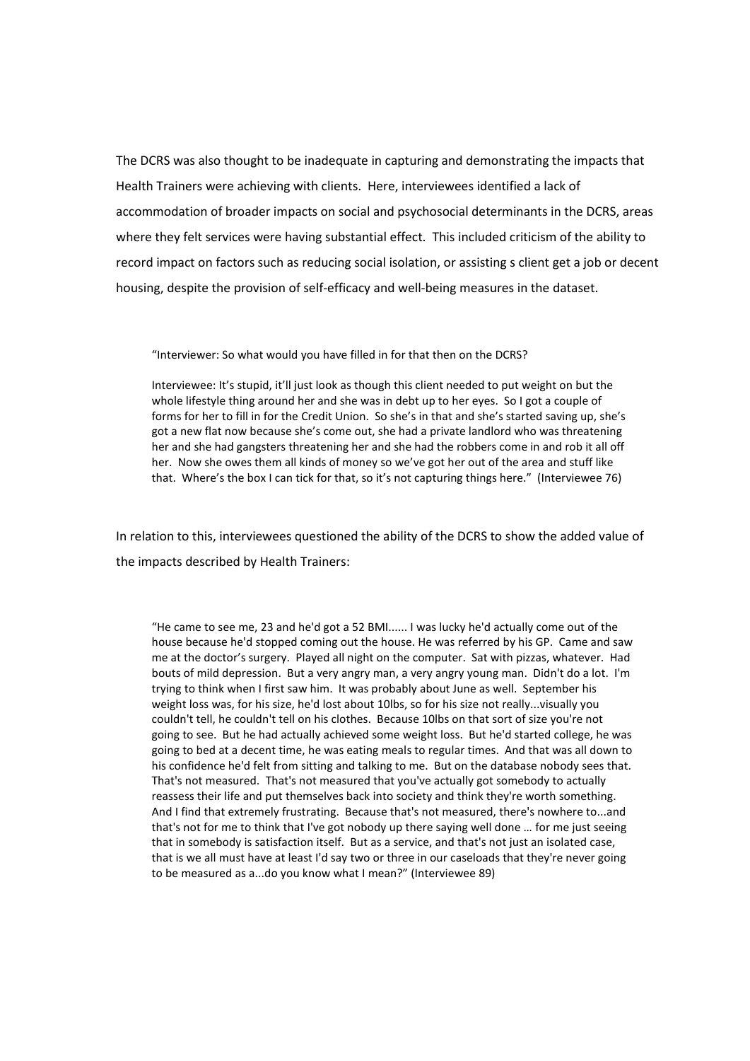The DCRS was also thought to be inadequate in capturing and demonstrating the impacts that Health Trainers were achieving with clients. Here, interviewees identified a lack of accommodation of broader impacts on social and psychosocial determinants in the DCRS, areas where they felt services were having substantial effect. This included criticism of the ability to record impact on factors such as reducing social isolation, or assisting s client get a job or decent housing, despite the provision of self-efficacy and well-being measures in the dataset.

> "Interviewer: So what would you have filled in for that then on the DCRS?
>
> Interviewee: It's stupid, it'll just look as though this client needed to put weight on but the whole lifestyle thing around her and she was in debt up to her eyes. So I got a couple of forms for her to fill in for the Credit Union. So she's in that and she's started saving up, she's got a new flat now because she's come out, she had a private landlord who was threatening her and she had gangsters threatening her and she had the robbers come in and rob it all off her. Now she owes them all kinds of money so we've got her out of the area and stuff like that. Where's the box I can tick for that, so it's not capturing things here." (Interviewee 76)

In relation to this, interviewees questioned the ability of the DCRS to show the added value of the impacts described by Health Trainers:

> "He came to see me, 23 and he'd got a 52 BMI...... I was lucky he'd actually come out of the house because he'd stopped coming out the house. He was referred by his GP. Came and saw me at the doctor's surgery. Played all night on the computer. Sat with pizzas, whatever. Had bouts of mild depression. But a very angry man, a very angry young man. Didn't do a lot. I'm trying to think when I first saw him. It was probably about June as well. September his weight loss was, for his size, he'd lost about 10lbs, so for his size not really...visually you couldn't tell, he couldn't tell on his clothes. Because 10lbs on that sort of size you're not going to see. But he had actually achieved some weight loss. But he'd started college, he was going to bed at a decent time, he was eating meals to regular times. And that was all down to his confidence he'd felt from sitting and talking to me. But on the database nobody sees that. That's not measured. That's not measured that you've actually got somebody to actually reassess their life and put themselves back into society and think they're worth something. And I find that extremely frustrating. Because that's not measured, there's nowhere to...and that's not for me to think that I've got nobody up there saying well done … for me just seeing that in somebody is satisfaction itself. But as a service, and that's not just an isolated case, that is we all must have at least I'd say two or three in our caseloads that they're never going to be measured as a...do you know what I mean?" (Interviewee 89)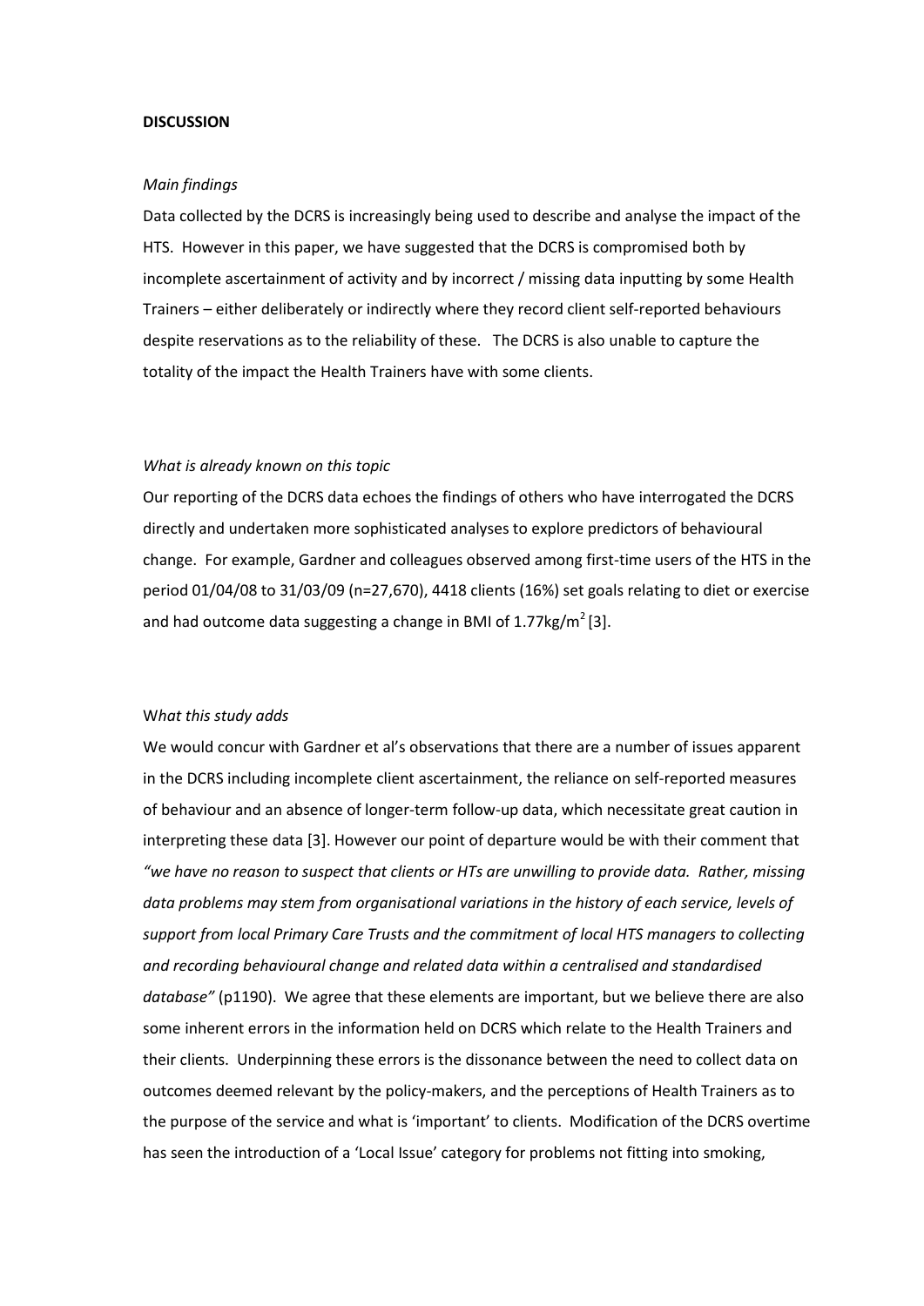**DISCUSSION**

*Main findings*

Data collected by the DCRS is increasingly being used to describe and analyse the impact of the HTS. However in this paper, we have suggested that the DCRS is compromised both by incomplete ascertainment of activity and by incorrect / missing data inputting by some Health Trainers – either deliberately or indirectly where they record client self-reported behaviours despite reservations as to the reliability of these. The DCRS is also unable to capture the totality of the impact the Health Trainers have with some clients.

*What is already known on this topic*

Our reporting of the DCRS data echoes the findings of others who have interrogated the DCRS directly and undertaken more sophisticated analyses to explore predictors of behavioural change. For example, Gardner and colleagues observed among first-time users of the HTS in the period 01/04/08 to 31/03/09 (n=27,670), 4418 clients (16%) set goals relating to diet or exercise and had outcome data suggesting a change in BMI of 1.77kg/$m^2$ [3].

W*hat this study adds*

We would concur with Gardner et al's observations that there are a number of issues apparent in the DCRS including incomplete client ascertainment, the reliance on self-reported measures of behaviour and an absence of longer-term follow-up data, which necessitate great caution in interpreting these data [3]. However our point of departure would be with their comment that *"we have no reason to suspect that clients or HTs are unwilling to provide data. Rather, missing data problems may stem from organisational variations in the history of each service, levels of support from local Primary Care Trusts and the commitment of local HTS managers to collecting and recording behavioural change and related data within a centralised and standardised database"* (p1190). We agree that these elements are important, but we believe there are also some inherent errors in the information held on DCRS which relate to the Health Trainers and their clients. Underpinning these errors is the dissonance between the need to collect data on outcomes deemed relevant by the policy-makers, and the perceptions of Health Trainers as to the purpose of the service and what is 'important' to clients. Modification of the DCRS overtime has seen the introduction of a 'Local Issue' category for problems not fitting into smoking,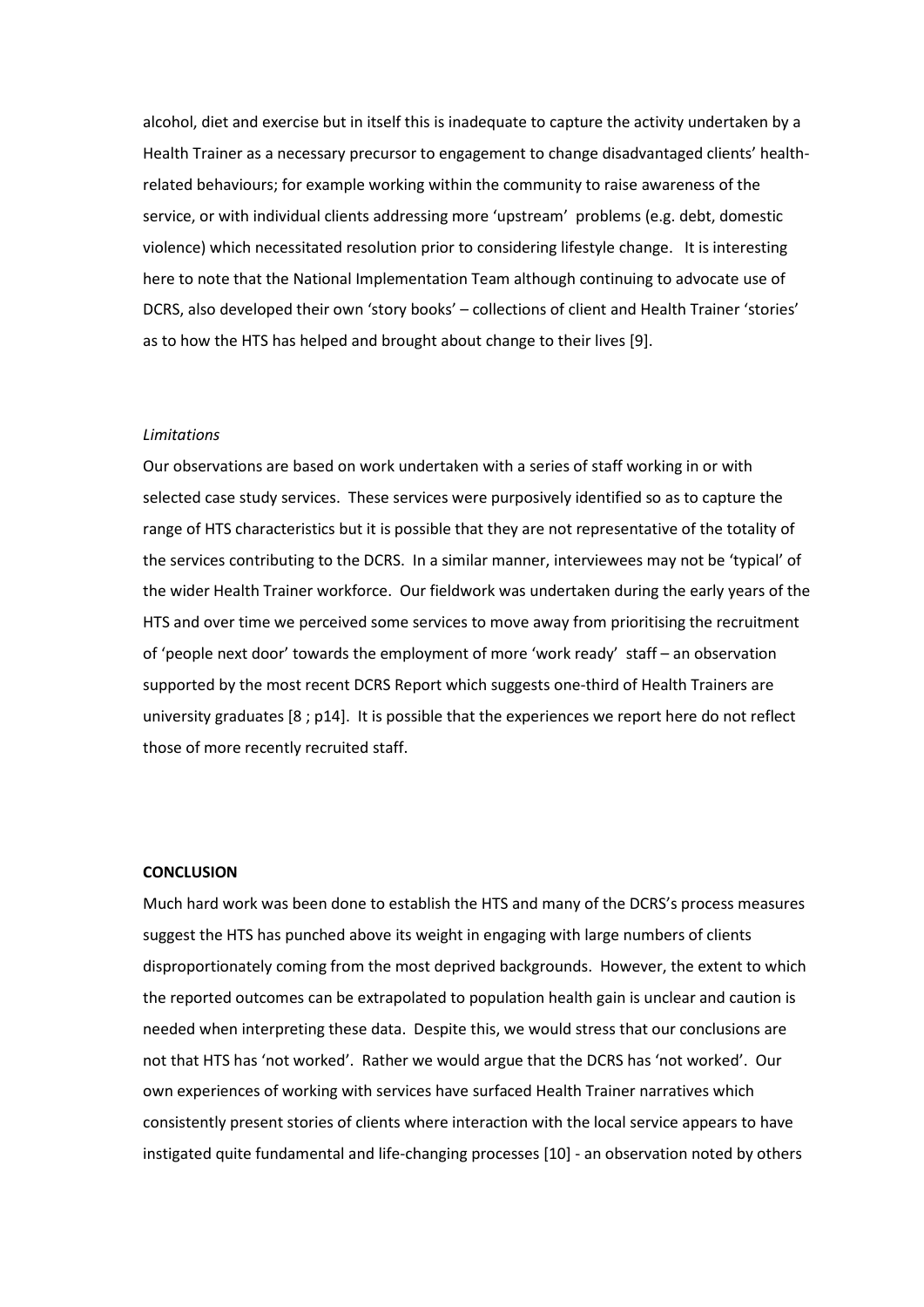alcohol, diet and exercise but in itself this is inadequate to capture the activity undertaken by a Health Trainer as a necessary precursor to engagement to change disadvantaged clients' health-related behaviours; for example working within the community to raise awareness of the service, or with individual clients addressing more 'upstream' problems (e.g. debt, domestic violence) which necessitated resolution prior to considering lifestyle change. It is interesting here to note that the National Implementation Team although continuing to advocate use of DCRS, also developed their own 'story books' – collections of client and Health Trainer 'stories' as to how the HTS has helped and brought about change to their lives [9].

*Limitations*

Our observations are based on work undertaken with a series of staff working in or with selected case study services. These services were purposively identified so as to capture the range of HTS characteristics but it is possible that they are not representative of the totality of the services contributing to the DCRS. In a similar manner, interviewees may not be 'typical' of the wider Health Trainer workforce. Our fieldwork was undertaken during the early years of the HTS and over time we perceived some services to move away from prioritising the recruitment of 'people next door' towards the employment of more 'work ready' staff – an observation supported by the most recent DCRS Report which suggests one-third of Health Trainers are university graduates [8 ; p14]. It is possible that the experiences we report here do not reflect those of more recently recruited staff.

**CONCLUSION**

Much hard work was been done to establish the HTS and many of the DCRS's process measures suggest the HTS has punched above its weight in engaging with large numbers of clients disproportionately coming from the most deprived backgrounds. However, the extent to which the reported outcomes can be extrapolated to population health gain is unclear and caution is needed when interpreting these data. Despite this, we would stress that our conclusions are not that HTS has 'not worked'. Rather we would argue that the DCRS has 'not worked'. Our own experiences of working with services have surfaced Health Trainer narratives which consistently present stories of clients where interaction with the local service appears to have instigated quite fundamental and life-changing processes [10] - an observation noted by others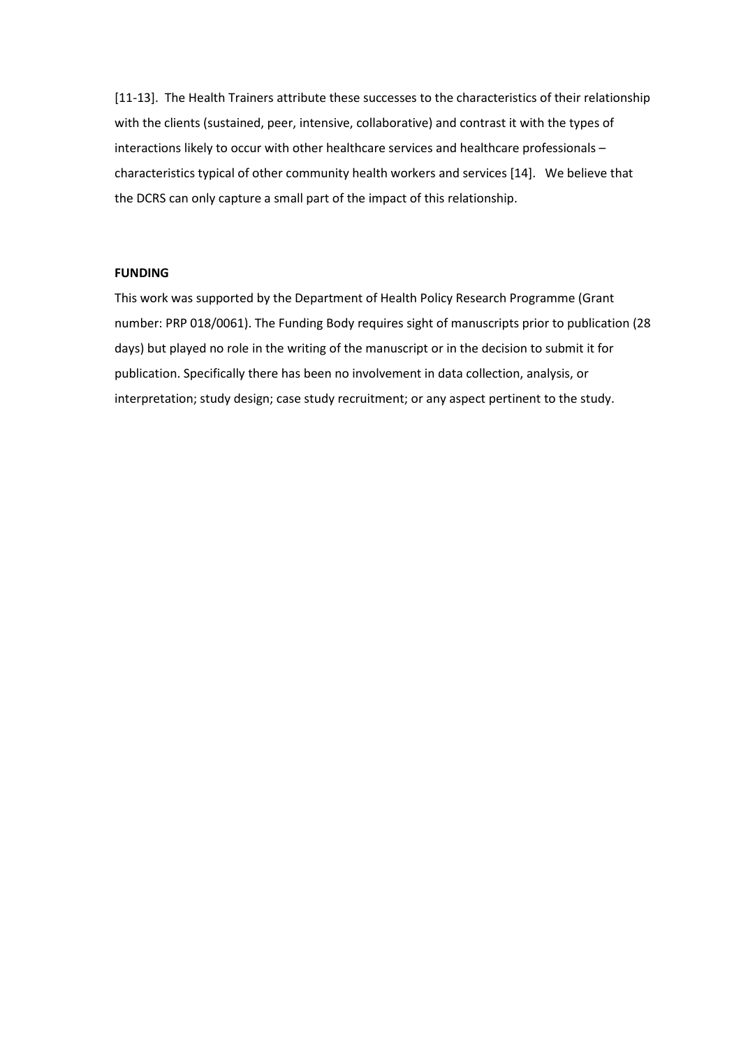[11-13]. The Health Trainers attribute these successes to the characteristics of their relationship with the clients (sustained, peer, intensive, collaborative) and contrast it with the types of interactions likely to occur with other healthcare services and healthcare professionals – characteristics typical of other community health workers and services [14]. We believe that the DCRS can only capture a small part of the impact of this relationship.

**FUNDING**

This work was supported by the Department of Health Policy Research Programme (Grant number: PRP 018/0061). The Funding Body requires sight of manuscripts prior to publication (28 days) but played no role in the writing of the manuscript or in the decision to submit it for publication. Specifically there has been no involvement in data collection, analysis, or interpretation; study design; case study recruitment; or any aspect pertinent to the study.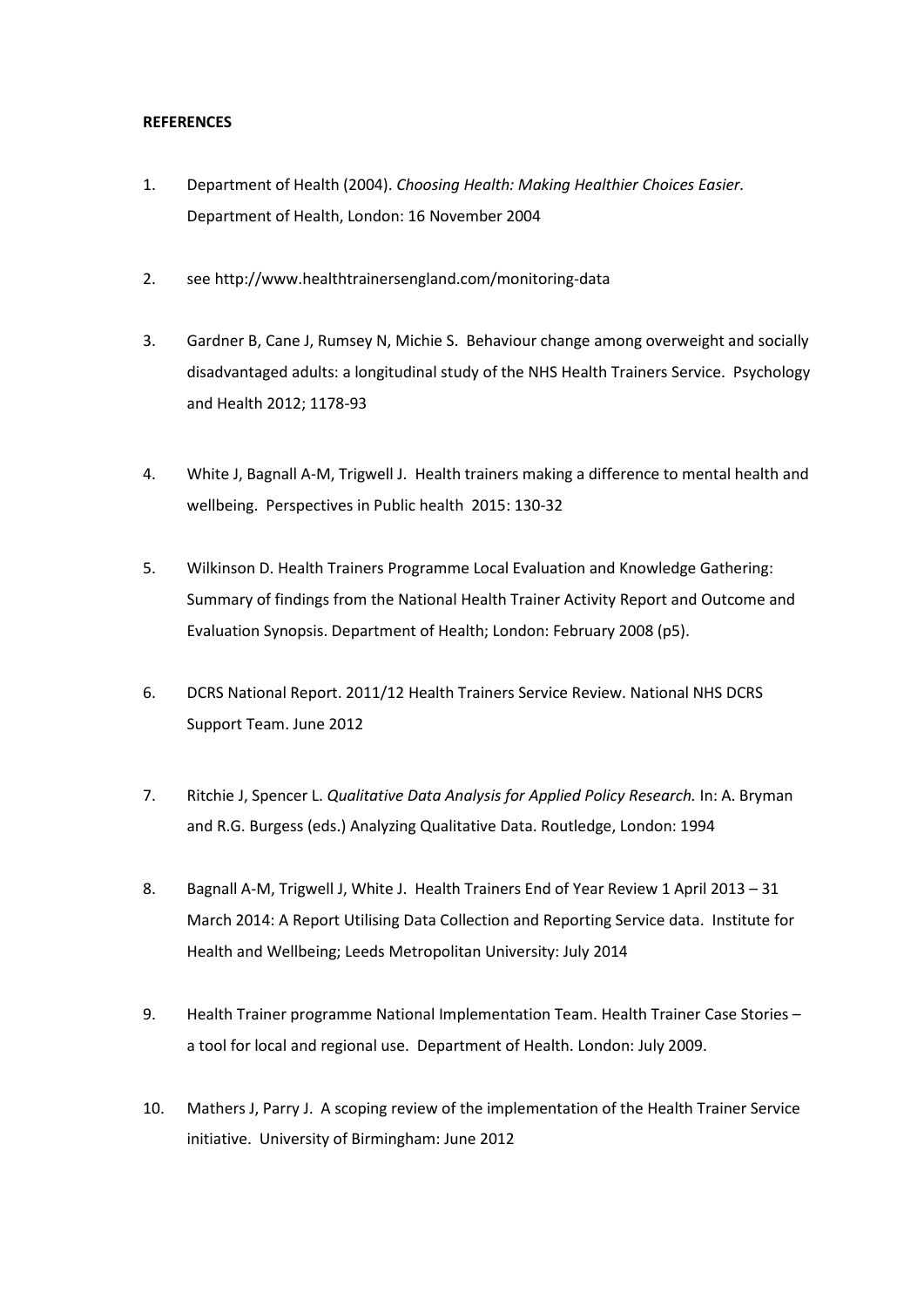**REFERENCES**

1. Department of Health (2004). *Choosing Health: Making Healthier Choices Easier*. Department of Health, London: 16 November 2004

2. see http://www.healthtrainersengland.com/monitoring-data

3. Gardner B, Cane J, Rumsey N, Michie S. Behaviour change among overweight and socially disadvantaged adults: a longitudinal study of the NHS Health Trainers Service. Psychology and Health 2012; 1178-93

4. White J, Bagnall A-M, Trigwell J. Health trainers making a difference to mental health and wellbeing. Perspectives in Public health 2015: 130-32

5. Wilkinson D. Health Trainers Programme Local Evaluation and Knowledge Gathering: Summary of findings from the National Health Trainer Activity Report and Outcome and Evaluation Synopsis. Department of Health; London: February 2008 (p5).

6. DCRS National Report. 2011/12 Health Trainers Service Review. National NHS DCRS Support Team. June 2012

7. Ritchie J, Spencer L. *Qualitative Data Analysis for Applied Policy Research.* In: A. Bryman and R.G. Burgess (eds.) Analyzing Qualitative Data. Routledge, London: 1994

8. Bagnall A-M, Trigwell J, White J. Health Trainers End of Year Review 1 April 2013 – 31 March 2014: A Report Utilising Data Collection and Reporting Service data. Institute for Health and Wellbeing; Leeds Metropolitan University: July 2014

9. Health Trainer programme National Implementation Team. Health Trainer Case Stories – a tool for local and regional use. Department of Health. London: July 2009.

10. Mathers J, Parry J. A scoping review of the implementation of the Health Trainer Service initiative. University of Birmingham: June 2012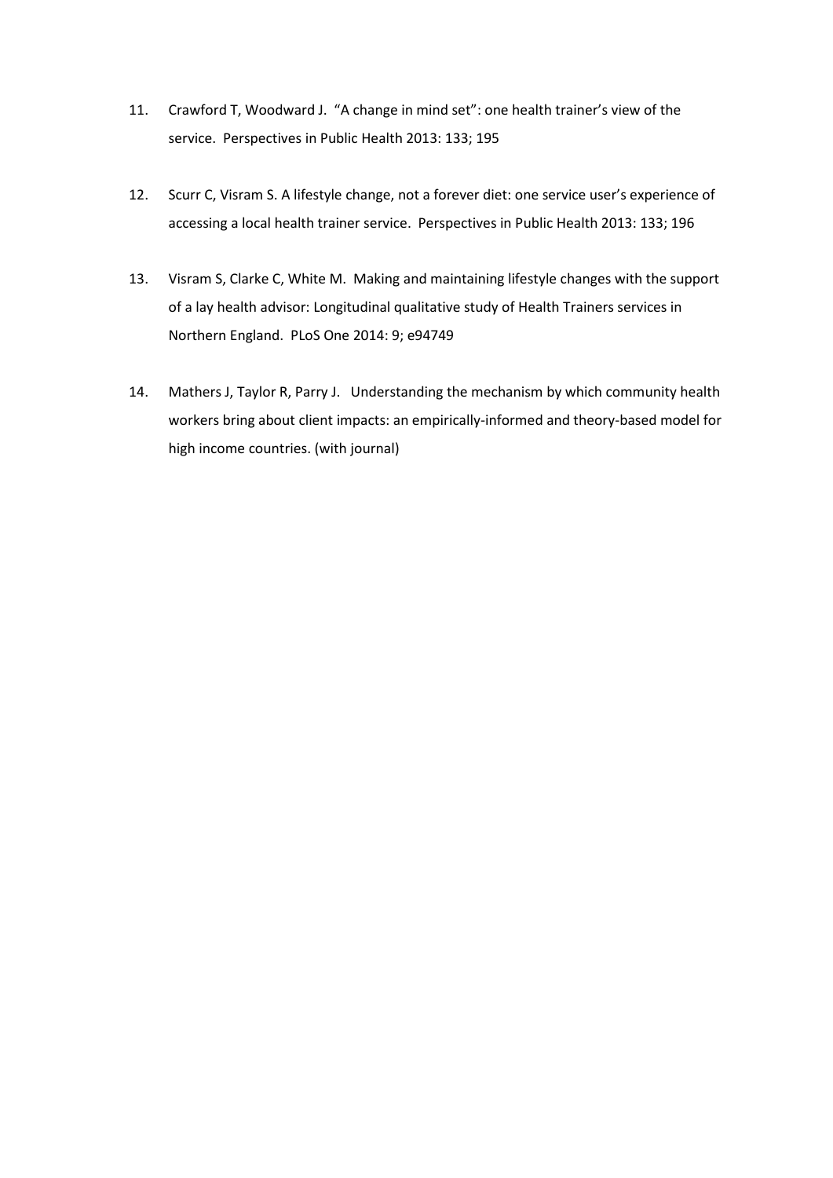11. Crawford T, Woodward J. "A change in mind set": one health trainer's view of the service. Perspectives in Public Health 2013: 133; 195

12. Scurr C, Visram S. A lifestyle change, not a forever diet: one service user's experience of accessing a local health trainer service. Perspectives in Public Health 2013: 133; 196

13. Visram S, Clarke C, White M. Making and maintaining lifestyle changes with the support of a lay health advisor: Longitudinal qualitative study of Health Trainers services in Northern England. PLoS One 2014: 9; e94749

14. Mathers J, Taylor R, Parry J. Understanding the mechanism by which community health workers bring about client impacts: an empirically-informed and theory-based model for high income countries. (with journal)